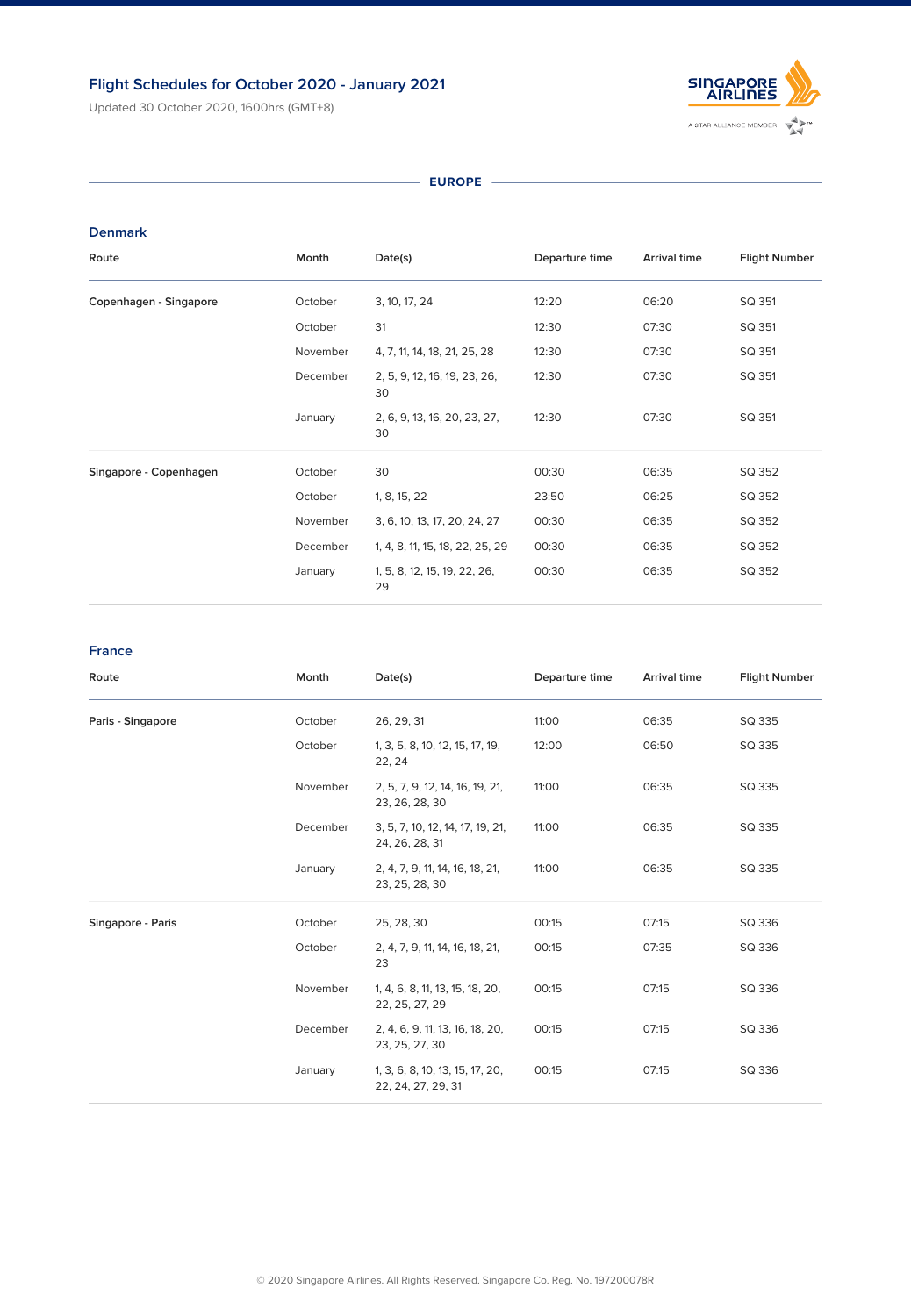# Flight Schedules for October 2020 - January 2021

Updated 30 October 2020, 1600hrs (GMT+8)

## EUROPE

### Denmark

| Route | Month | Date(s) | Departure time | Arrival time | Flight Number |
|---|---|---|---|---|---|
| **Copenhagen - Singapore** | October | 3, 10, 17, 24 | 12:20 | 06:20 | SQ 351 |
| | October | 31 | 12:30 | 07:30 | SQ 351 |
| | November | 4, 7, 11, 14, 18, 21, 25, 28 | 12:30 | 07:30 | SQ 351 |
| | December | 2, 5, 9, 12, 16, 19, 23, 26, 30 | 12:30 | 07:30 | SQ 351 |
| | January | 2, 6, 9, 13, 16, 20, 23, 27, 30 | 12:30 | 07:30 | SQ 351 |
| **Singapore - Copenhagen** | October | 30 | 00:30 | 06:35 | SQ 352 |
| | October | 1, 8, 15, 22 | 23:50 | 06:25 | SQ 352 |
| | November | 3, 6, 10, 13, 17, 20, 24, 27 | 00:30 | 06:35 | SQ 352 |
| | December | 1, 4, 8, 11, 15, 18, 22, 25, 29 | 00:30 | 06:35 | SQ 352 |
| | January | 1, 5, 8, 12, 15, 19, 22, 26, 29 | 00:30 | 06:35 | SQ 352 |

### France

| Route | Month | Date(s) | Departure time | Arrival time | Flight Number |
|---|---|---|---|---|---|
| **Paris - Singapore** | October | 26, 29, 31 | 11:00 | 06:35 | SQ 335 |
| | October | 1, 3, 5, 8, 10, 12, 15, 17, 19, 22, 24 | 12:00 | 06:50 | SQ 335 |
| | November | 2, 5, 7, 9, 12, 14, 16, 19, 21, 23, 26, 28, 30 | 11:00 | 06:35 | SQ 335 |
| | December | 3, 5, 7, 10, 12, 14, 17, 19, 21, 24, 26, 28, 31 | 11:00 | 06:35 | SQ 335 |
| | January | 2, 4, 7, 9, 11, 14, 16, 18, 21, 23, 25, 28, 30 | 11:00 | 06:35 | SQ 335 |
| **Singapore - Paris** | October | 25, 28, 30 | 00:15 | 07:15 | SQ 336 |
| | October | 2, 4, 7, 9, 11, 14, 16, 18, 21, 23 | 00:15 | 07:35 | SQ 336 |
| | November | 1, 4, 6, 8, 11, 13, 15, 18, 20, 22, 25, 27, 29 | 00:15 | 07:15 | SQ 336 |
| | December | 2, 4, 6, 9, 11, 13, 16, 18, 20, 23, 25, 27, 30 | 00:15 | 07:15 | SQ 336 |
| | January | 1, 3, 6, 8, 10, 13, 15, 17, 20, 22, 24, 27, 29, 31 | 00:15 | 07:15 | SQ 336 |

© 2020 Singapore Airlines. All Rights Reserved. Singapore Co. Reg. No. 197200078R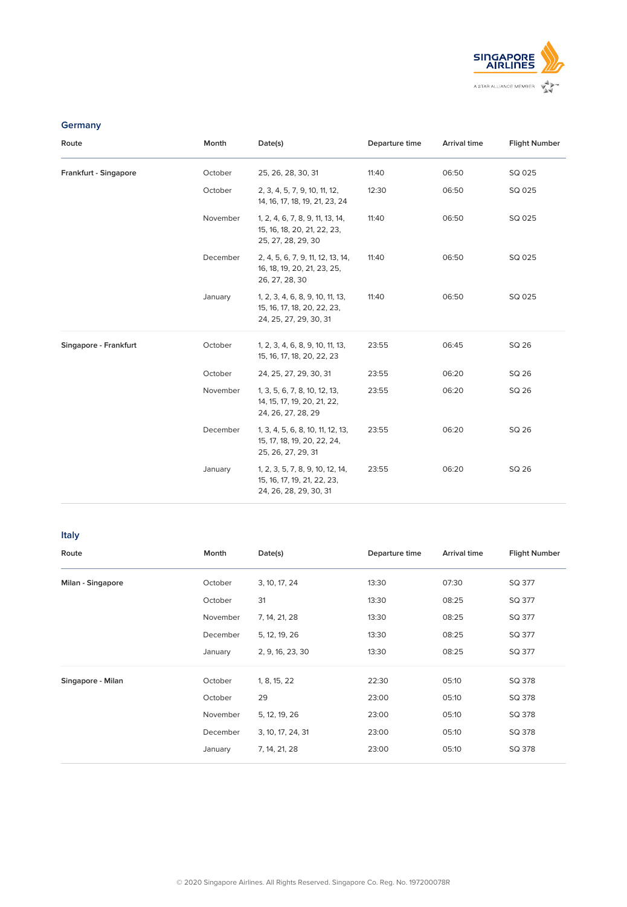## Germany

| Route | Month | Date(s) | Departure time | Arrival time | Flight Number |
|---|---|---|---|---|---|
| **Frankfurt - Singapore** | October | 25, 26, 28, 30, 31 | 11:40 | 06:50 | SQ 025 |
| | October | 2, 3, 4, 5, 7, 9, 10, 11, 12, 14, 16, 17, 18, 19, 21, 23, 24 | 12:30 | 06:50 | SQ 025 |
| | November | 1, 2, 4, 6, 7, 8, 9, 11, 13, 14, 15, 16, 18, 20, 21, 22, 23, 25, 27, 28, 29, 30 | 11:40 | 06:50 | SQ 025 |
| | December | 2, 4, 5, 6, 7, 9, 11, 12, 13, 14, 16, 18, 19, 20, 21, 23, 25, 26, 27, 28, 30 | 11:40 | 06:50 | SQ 025 |
| | January | 1, 2, 3, 4, 6, 8, 9, 10, 11, 13, 15, 16, 17, 18, 20, 22, 23, 24, 25, 27, 29, 30, 31 | 11:40 | 06:50 | SQ 025 |
| **Singapore - Frankfurt** | October | 1, 2, 3, 4, 6, 8, 9, 10, 11, 13, 15, 16, 17, 18, 20, 22, 23 | 23:55 | 06:45 | SQ 26 |
| | October | 24, 25, 27, 29, 30, 31 | 23:55 | 06:20 | SQ 26 |
| | November | 1, 3, 5, 6, 7, 8, 10, 12, 13, 14, 15, 17, 19, 20, 21, 22, 24, 26, 27, 28, 29 | 23:55 | 06:20 | SQ 26 |
| | December | 1, 3, 4, 5, 6, 8, 10, 11, 12, 13, 15, 17, 18, 19, 20, 22, 24, 25, 26, 27, 29, 31 | 23:55 | 06:20 | SQ 26 |
| | January | 1, 2, 3, 5, 7, 8, 9, 10, 12, 14, 15, 16, 17, 19, 21, 22, 23, 24, 26, 28, 29, 30, 31 | 23:55 | 06:20 | SQ 26 |

## Italy

| Route | Month | Date(s) | Departure time | Arrival time | Flight Number |
|---|---|---|---|---|---|
| **Milan - Singapore** | October | 3, 10, 17, 24 | 13:30 | 07:30 | SQ 377 |
| | October | 31 | 13:30 | 08:25 | SQ 377 |
| | November | 7, 14, 21, 28 | 13:30 | 08:25 | SQ 377 |
| | December | 5, 12, 19, 26 | 13:30 | 08:25 | SQ 377 |
| | January | 2, 9, 16, 23, 30 | 13:30 | 08:25 | SQ 377 |
| **Singapore - Milan** | October | 1, 8, 15, 22 | 22:30 | 05:10 | SQ 378 |
| | October | 29 | 23:00 | 05:10 | SQ 378 |
| | November | 5, 12, 19, 26 | 23:00 | 05:10 | SQ 378 |
| | December | 3, 10, 17, 24, 31 | 23:00 | 05:10 | SQ 378 |
| | January | 7, 14, 21, 28 | 23:00 | 05:10 | SQ 378 |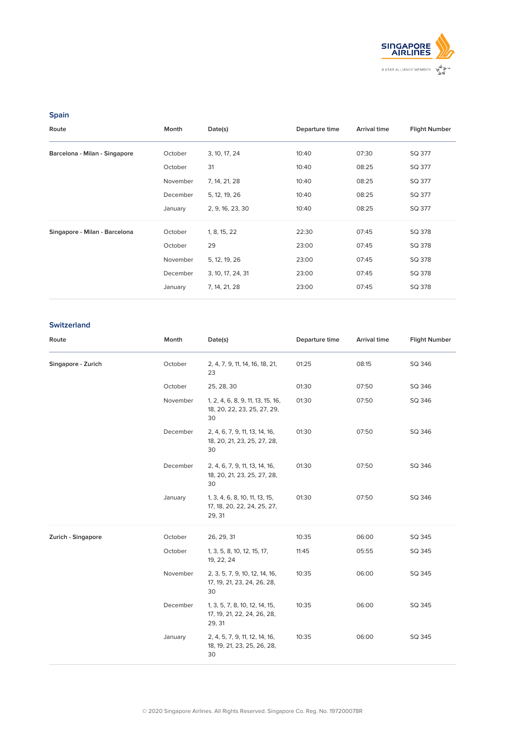## Spain

| Route | Month | Date(s) | Departure time | Arrival time | Flight Number |
|---|---|---|---|---|---|
| **Barcelona - Milan - Singapore** | October | 3, 10, 17, 24 | 10:40 | 07:30 | SQ 377 |
| | October | 31 | 10:40 | 08:25 | SQ 377 |
| | November | 7, 14, 21, 28 | 10:40 | 08:25 | SQ 377 |
| | December | 5, 12, 19, 26 | 10:40 | 08:25 | SQ 377 |
| | January | 2, 9, 16, 23, 30 | 10:40 | 08:25 | SQ 377 |
| **Singapore - Milan - Barcelona** | October | 1, 8, 15, 22 | 22:30 | 07:45 | SQ 378 |
| | October | 29 | 23:00 | 07:45 | SQ 378 |
| | November | 5, 12, 19, 26 | 23:00 | 07:45 | SQ 378 |
| | December | 3, 10, 17, 24, 31 | 23:00 | 07:45 | SQ 378 |
| | January | 7, 14, 21, 28 | 23:00 | 07:45 | SQ 378 |

## Switzerland

| Route | Month | Date(s) | Departure time | Arrival time | Flight Number |
|---|---|---|---|---|---|
| **Singapore - Zurich** | October | 2, 4, 7, 9, 11, 14, 16, 18, 21, 23 | 01:25 | 08:15 | SQ 346 |
| | October | 25, 28, 30 | 01:30 | 07:50 | SQ 346 |
| | November | 1, 2, 4, 6, 8, 9, 11, 13, 15, 16, 18, 20, 22, 23, 25, 27, 29, 30 | 01:30 | 07:50 | SQ 346 |
| | December | 2, 4, 6, 7, 9, 11, 13, 14, 16, 18, 20, 21, 23, 25, 27, 28, 30 | 01:30 | 07:50 | SQ 346 |
| | December | 2, 4, 6, 7, 9, 11, 13, 14, 16, 18, 20, 21, 23, 25, 27, 28, 30 | 01:30 | 07:50 | SQ 346 |
| | January | 1, 3, 4, 6, 8, 10, 11, 13, 15, 17, 18, 20, 22, 24, 25, 27, 29, 31 | 01:30 | 07:50 | SQ 346 |
| **Zurich - Singapore** | October | 26, 29, 31 | 10:35 | 06:00 | SQ 345 |
| | October | 1, 3, 5, 8, 10, 12, 15, 17, 19, 22, 24 | 11:45 | 05:55 | SQ 345 |
| | November | 2, 3, 5, 7, 9, 10, 12, 14, 16, 17, 19, 21, 23, 24, 26, 28, 30 | 10:35 | 06:00 | SQ 345 |
| | December | 1, 3, 5, 7, 8, 10, 12, 14, 15, 17, 19, 21, 22, 24, 26, 28, 29, 31 | 10:35 | 06:00 | SQ 345 |
| | January | 2, 4, 5, 7, 9, 11, 12, 14, 16, 18, 19, 21, 23, 25, 26, 28, 30 | 10:35 | 06:00 | SQ 345 |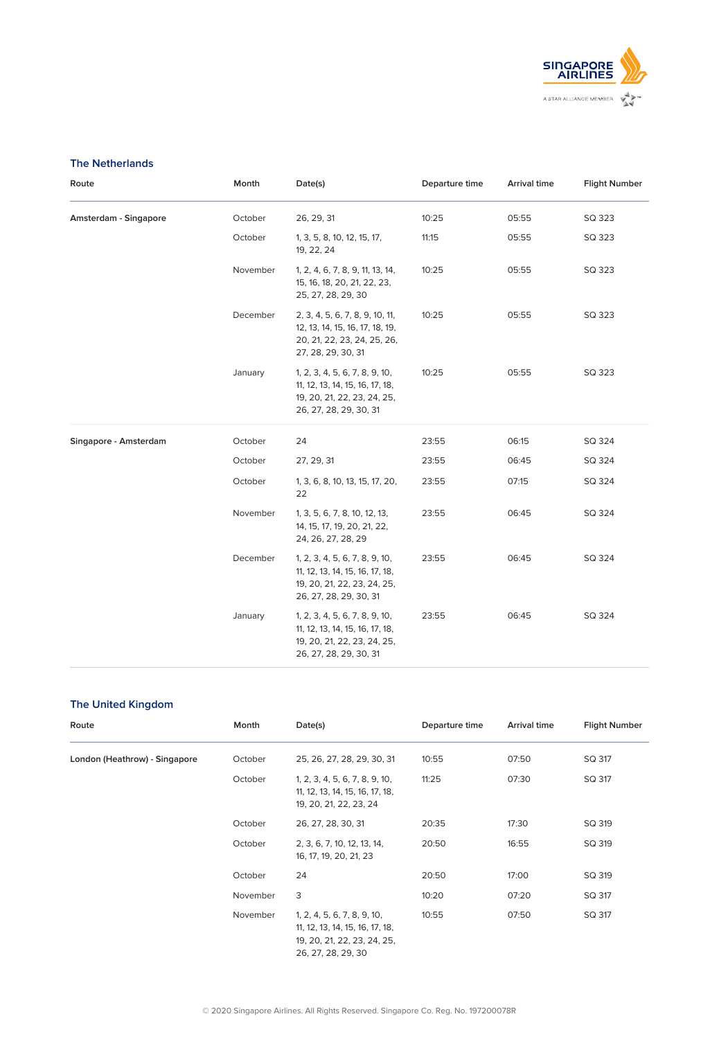## The Netherlands

| Route | Month | Date(s) | Departure time | Arrival time | Flight Number |
|---|---|---|---|---|---|
| Amsterdam - Singapore | October | 26, 29, 31 | 10:25 | 05:55 | SQ 323 |
| | October | 1, 3, 5, 8, 10, 12, 15, 17, 19, 22, 24 | 11:15 | 05:55 | SQ 323 |
| | November | 1, 2, 4, 6, 7, 8, 9, 11, 13, 14, 15, 16, 18, 20, 21, 22, 23, 25, 27, 28, 29, 30 | 10:25 | 05:55 | SQ 323 |
| | December | 2, 3, 4, 5, 6, 7, 8, 9, 10, 11, 12, 13, 14, 15, 16, 17, 18, 19, 20, 21, 22, 23, 24, 25, 26, 27, 28, 29, 30, 31 | 10:25 | 05:55 | SQ 323 |
| | January | 1, 2, 3, 4, 5, 6, 7, 8, 9, 10, 11, 12, 13, 14, 15, 16, 17, 18, 19, 20, 21, 22, 23, 24, 25, 26, 27, 28, 29, 30, 31 | 10:25 | 05:55 | SQ 323 |
| Singapore - Amsterdam | October | 24 | 23:55 | 06:15 | SQ 324 |
| | October | 27, 29, 31 | 23:55 | 06:45 | SQ 324 |
| | October | 1, 3, 6, 8, 10, 13, 15, 17, 20, 22 | 23:55 | 07:15 | SQ 324 |
| | November | 1, 3, 5, 6, 7, 8, 10, 12, 13, 14, 15, 17, 19, 20, 21, 22, 24, 26, 27, 28, 29 | 23:55 | 06:45 | SQ 324 |
| | December | 1, 2, 3, 4, 5, 6, 7, 8, 9, 10, 11, 12, 13, 14, 15, 16, 17, 18, 19, 20, 21, 22, 23, 24, 25, 26, 27, 28, 29, 30, 31 | 23:55 | 06:45 | SQ 324 |
| | January | 1, 2, 3, 4, 5, 6, 7, 8, 9, 10, 11, 12, 13, 14, 15, 16, 17, 18, 19, 20, 21, 22, 23, 24, 25, 26, 27, 28, 29, 30, 31 | 23:55 | 06:45 | SQ 324 |

## The United Kingdom

| Route | Month | Date(s) | Departure time | Arrival time | Flight Number |
|---|---|---|---|---|---|
| London (Heathrow) - Singapore | October | 25, 26, 27, 28, 29, 30, 31 | 10:55 | 07:50 | SQ 317 |
| | October | 1, 2, 3, 4, 5, 6, 7, 8, 9, 10, 11, 12, 13, 14, 15, 16, 17, 18, 19, 20, 21, 22, 23, 24 | 11:25 | 07:30 | SQ 317 |
| | October | 26, 27, 28, 30, 31 | 20:35 | 17:30 | SQ 319 |
| | October | 2, 3, 6, 7, 10, 12, 13, 14, 16, 17, 19, 20, 21, 23 | 20:50 | 16:55 | SQ 319 |
| | October | 24 | 20:50 | 17:00 | SQ 319 |
| | November | 3 | 10:20 | 07:20 | SQ 317 |
| | November | 1, 2, 4, 5, 6, 7, 8, 9, 10, 11, 12, 13, 14, 15, 16, 17, 18, 19, 20, 21, 22, 23, 24, 25, 26, 27, 28, 29, 30 | 10:55 | 07:50 | SQ 317 |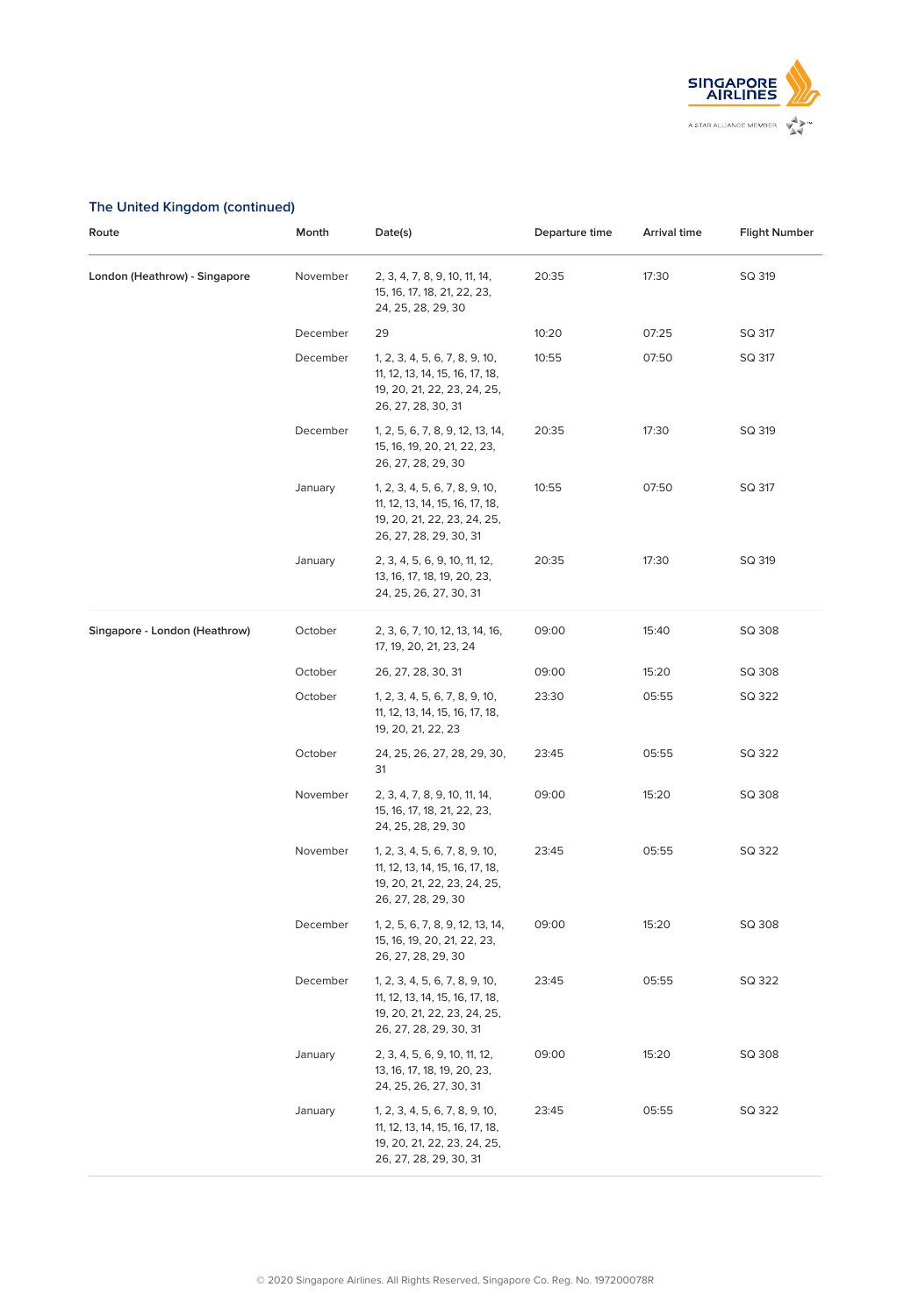## The United Kingdom (continued)

| Route | Month | Date(s) | Departure time | Arrival time | Flight Number |
|---|---|---|---|---|---|
| London (Heathrow) - Singapore | November | 2, 3, 4, 7, 8, 9, 10, 11, 14, 15, 16, 17, 18, 21, 22, 23, 24, 25, 28, 29, 30 | 20:35 | 17:30 | SQ 319 |
| | December | 29 | 10:20 | 07:25 | SQ 317 |
| | December | 1, 2, 3, 4, 5, 6, 7, 8, 9, 10, 11, 12, 13, 14, 15, 16, 17, 18, 19, 20, 21, 22, 23, 24, 25, 26, 27, 28, 30, 31 | 10:55 | 07:50 | SQ 317 |
| | December | 1, 2, 5, 6, 7, 8, 9, 12, 13, 14, 15, 16, 19, 20, 21, 22, 23, 26, 27, 28, 29, 30 | 20:35 | 17:30 | SQ 319 |
| | January | 1, 2, 3, 4, 5, 6, 7, 8, 9, 10, 11, 12, 13, 14, 15, 16, 17, 18, 19, 20, 21, 22, 23, 24, 25, 26, 27, 28, 29, 30, 31 | 10:55 | 07:50 | SQ 317 |
| | January | 2, 3, 4, 5, 6, 9, 10, 11, 12, 13, 16, 17, 18, 19, 20, 23, 24, 25, 26, 27, 30, 31 | 20:35 | 17:30 | SQ 319 |
| Singapore - London (Heathrow) | October | 2, 3, 6, 7, 10, 12, 13, 14, 16, 17, 19, 20, 21, 23, 24 | 09:00 | 15:40 | SQ 308 |
| | October | 26, 27, 28, 30, 31 | 09:00 | 15:20 | SQ 308 |
| | October | 1, 2, 3, 4, 5, 6, 7, 8, 9, 10, 11, 12, 13, 14, 15, 16, 17, 18, 19, 20, 21, 22, 23 | 23:30 | 05:55 | SQ 322 |
| | October | 24, 25, 26, 27, 28, 29, 30, 31 | 23:45 | 05:55 | SQ 322 |
| | November | 2, 3, 4, 7, 8, 9, 10, 11, 14, 15, 16, 17, 18, 21, 22, 23, 24, 25, 28, 29, 30 | 09:00 | 15:20 | SQ 308 |
| | November | 1, 2, 3, 4, 5, 6, 7, 8, 9, 10, 11, 12, 13, 14, 15, 16, 17, 18, 19, 20, 21, 22, 23, 24, 25, 26, 27, 28, 29, 30 | 23:45 | 05:55 | SQ 322 |
| | December | 1, 2, 5, 6, 7, 8, 9, 12, 13, 14, 15, 16, 19, 20, 21, 22, 23, 26, 27, 28, 29, 30 | 09:00 | 15:20 | SQ 308 |
| | December | 1, 2, 3, 4, 5, 6, 7, 8, 9, 10, 11, 12, 13, 14, 15, 16, 17, 18, 19, 20, 21, 22, 23, 24, 25, 26, 27, 28, 29, 30, 31 | 23:45 | 05:55 | SQ 322 |
| | January | 2, 3, 4, 5, 6, 9, 10, 11, 12, 13, 16, 17, 18, 19, 20, 23, 24, 25, 26, 27, 30, 31 | 09:00 | 15:20 | SQ 308 |
| | January | 1, 2, 3, 4, 5, 6, 7, 8, 9, 10, 11, 12, 13, 14, 15, 16, 17, 18, 19, 20, 21, 22, 23, 24, 25, 26, 27, 28, 29, 30, 31 | 23:45 | 05:55 | SQ 322 |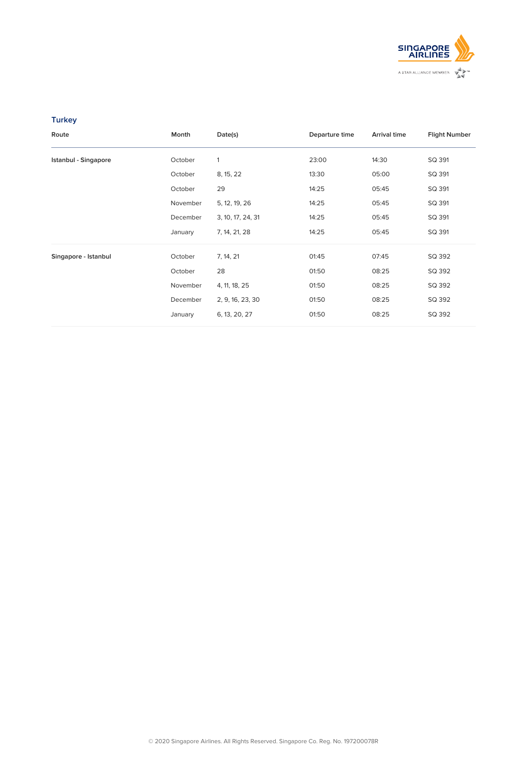## Turkey

| Route | Month | Date(s) | Departure time | Arrival time | Flight Number |
|---|---|---|---|---|---|
| **Istanbul - Singapore** | October | 1 | 23:00 | 14:30 | SQ 391 |
| | October | 8, 15, 22 | 13:30 | 05:00 | SQ 391 |
| | October | 29 | 14:25 | 05:45 | SQ 391 |
| | November | 5, 12, 19, 26 | 14:25 | 05:45 | SQ 391 |
| | December | 3, 10, 17, 24, 31 | 14:25 | 05:45 | SQ 391 |
| | January | 7, 14, 21, 28 | 14:25 | 05:45 | SQ 391 |
| **Singapore - Istanbul** | October | 7, 14, 21 | 01:45 | 07:45 | SQ 392 |
| | October | 28 | 01:50 | 08:25 | SQ 392 |
| | November | 4, 11, 18, 25 | 01:50 | 08:25 | SQ 392 |
| | December | 2, 9, 16, 23, 30 | 01:50 | 08:25 | SQ 392 |
| | January | 6, 13, 20, 27 | 01:50 | 08:25 | SQ 392 |